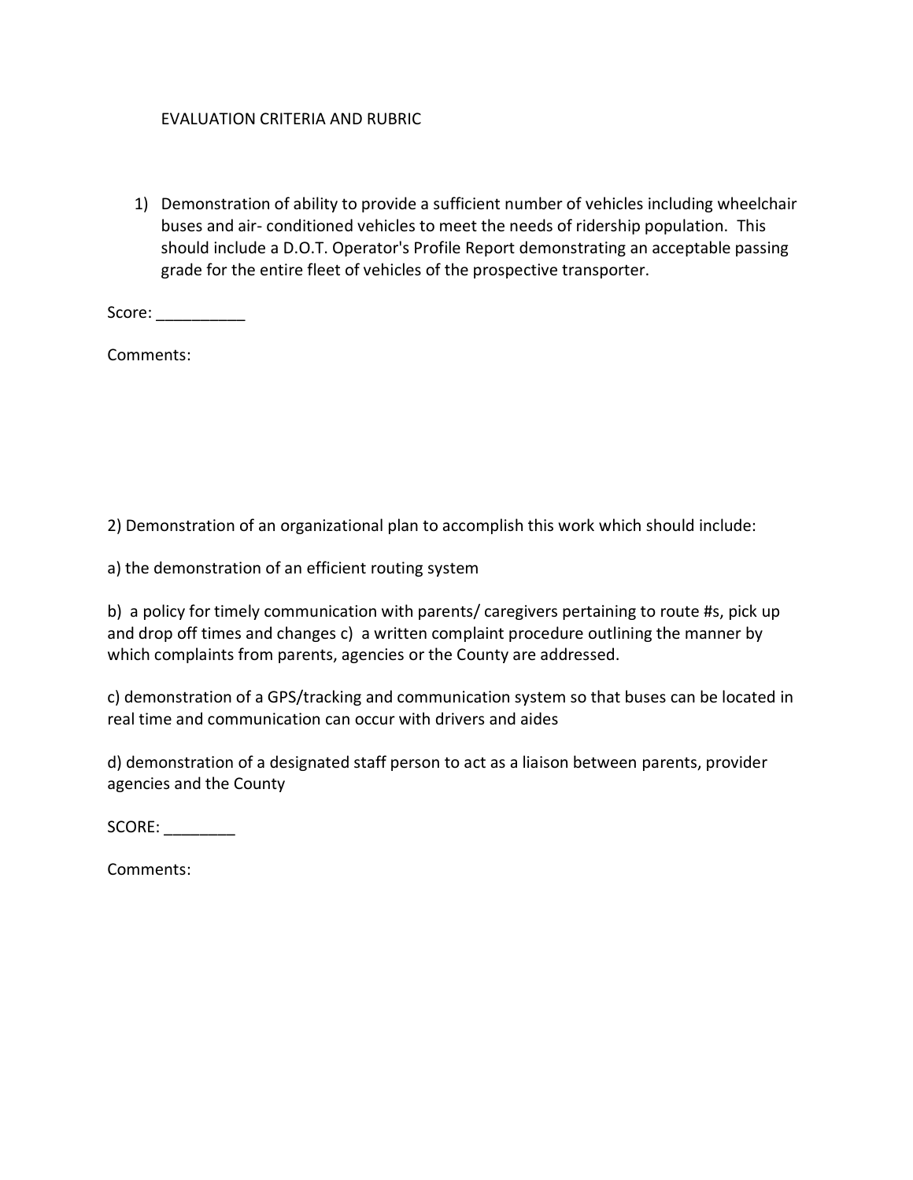# EVALUATION CRITERIA AND RUBRIC

1) Demonstration of ability to provide a sufficient number of vehicles including wheelchair buses and air- conditioned vehicles to meet the needs of ridership population. This should include a D.O.T. Operator's Profile Report demonstrating an acceptable passing grade for the entire fleet of vehicles of the prospective transporter.

Score: __________

Comments:

2) Demonstration of an organizational plan to accomplish this work which should include:

a) the demonstration of an efficient routing system

b) a policy for timely communication with parents/ caregivers pertaining to route #s, pick up and drop off times and changes c) a written complaint procedure outlining the manner by which complaints from parents, agencies or the County are addressed.

c) demonstration of a GPS/tracking and communication system so that buses can be located in real time and communication can occur with drivers and aides

d) demonstration of a designated staff person to act as a liaison between parents, provider agencies and the County

SCORE: ________

Comments: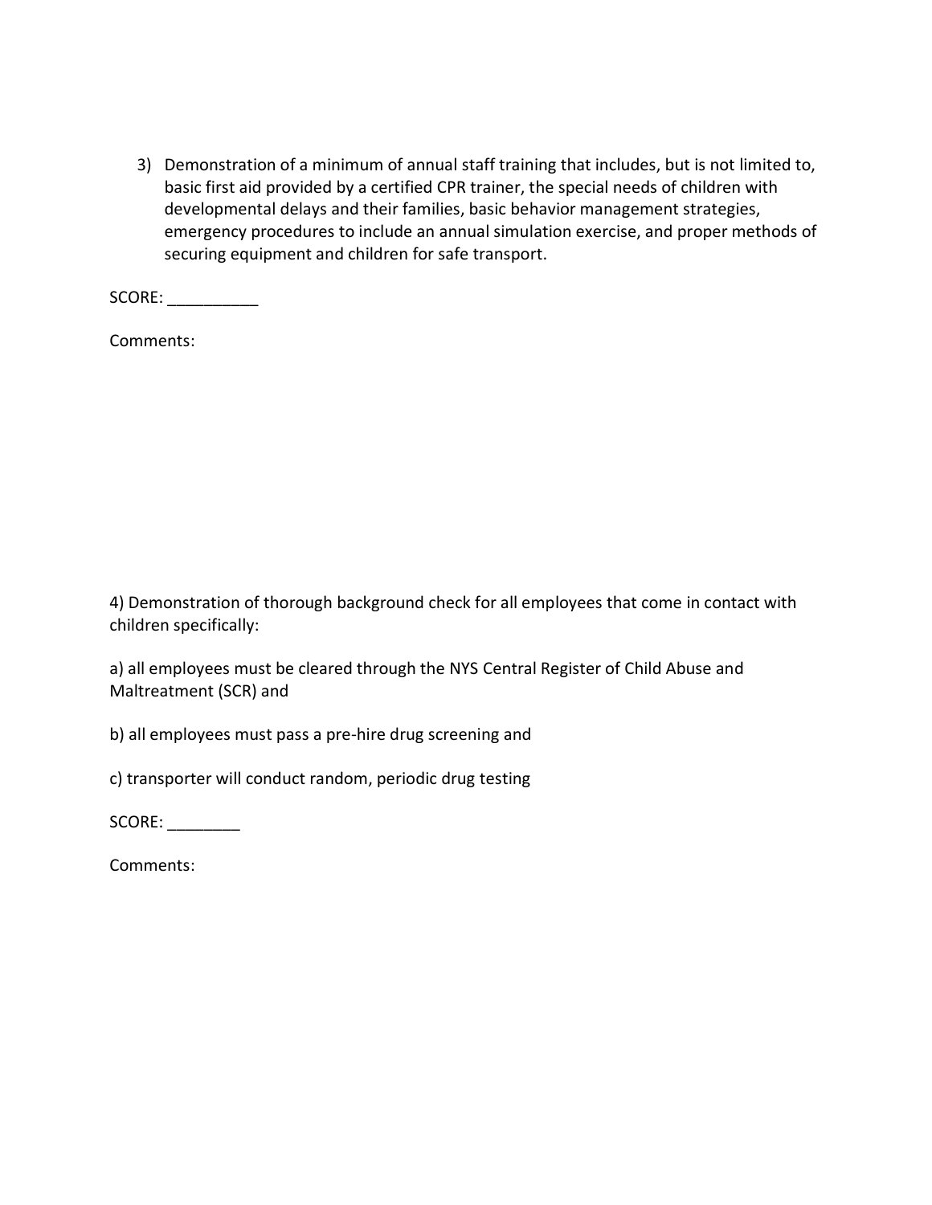3) Demonstration of a minimum of annual staff training that includes, but is not limited to, basic first aid provided by a certified CPR trainer, the special needs of children with developmental delays and their families, basic behavior management strategies, emergency procedures to include an annual simulation exercise, and proper methods of securing equipment and children for safe transport.

SCORE: __________

Comments:

4) Demonstration of thorough background check for all employees that come in contact with children specifically:

a) all employees must be cleared through the NYS Central Register of Child Abuse and Maltreatment (SCR) and

b) all employees must pass a pre-hire drug screening and

c) transporter will conduct random, periodic drug testing

SCORE: ________

Comments: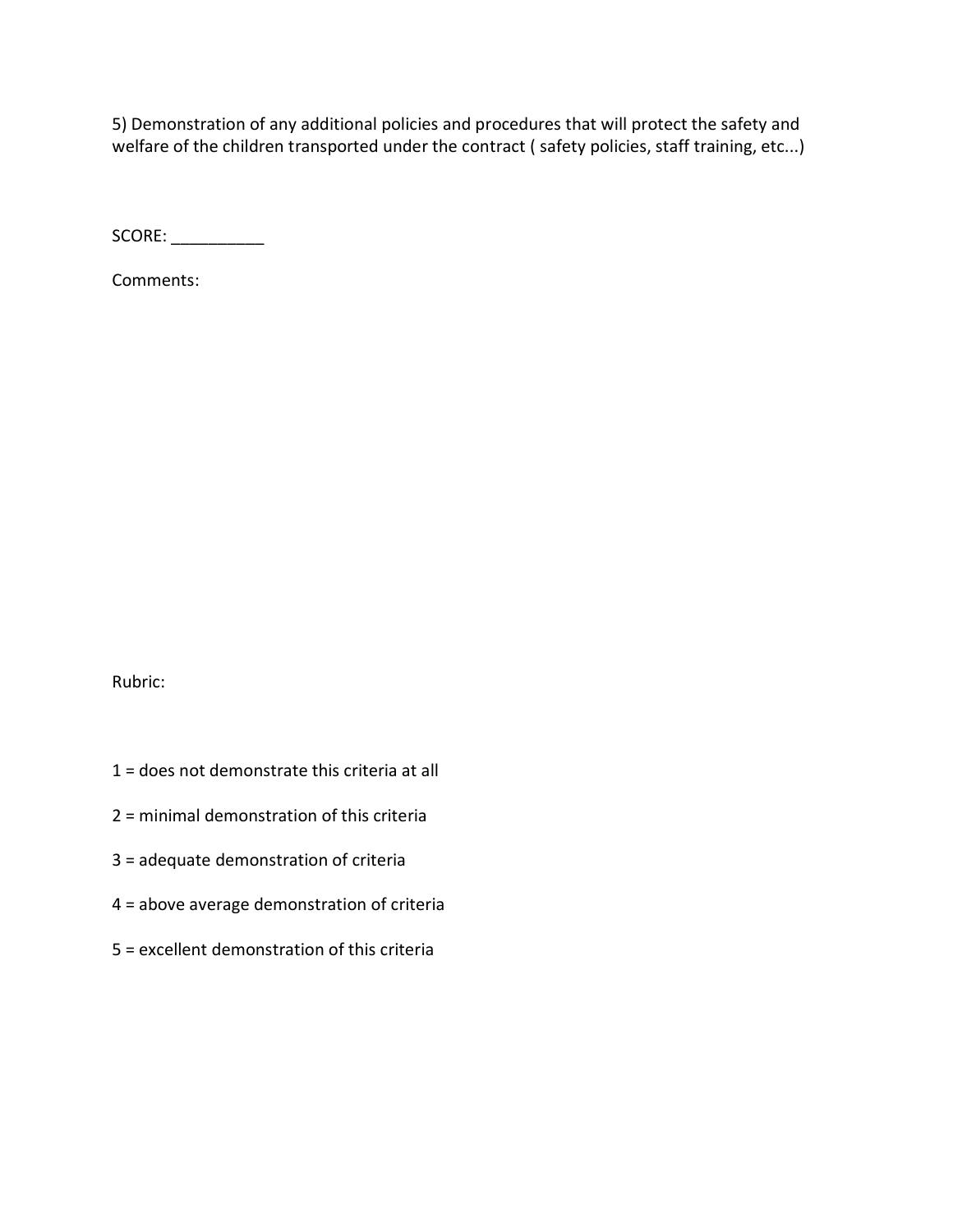5) Demonstration of any additional policies and procedures that will protect the safety and welfare of the children transported under the contract ( safety policies, staff training, etc...)

SCORE: __________

Comments:

Rubric:

1 = does not demonstrate this criteria at all

2 = minimal demonstration of this criteria

3 = adequate demonstration of criteria

4 = above average demonstration of criteria

5 = excellent demonstration of this criteria